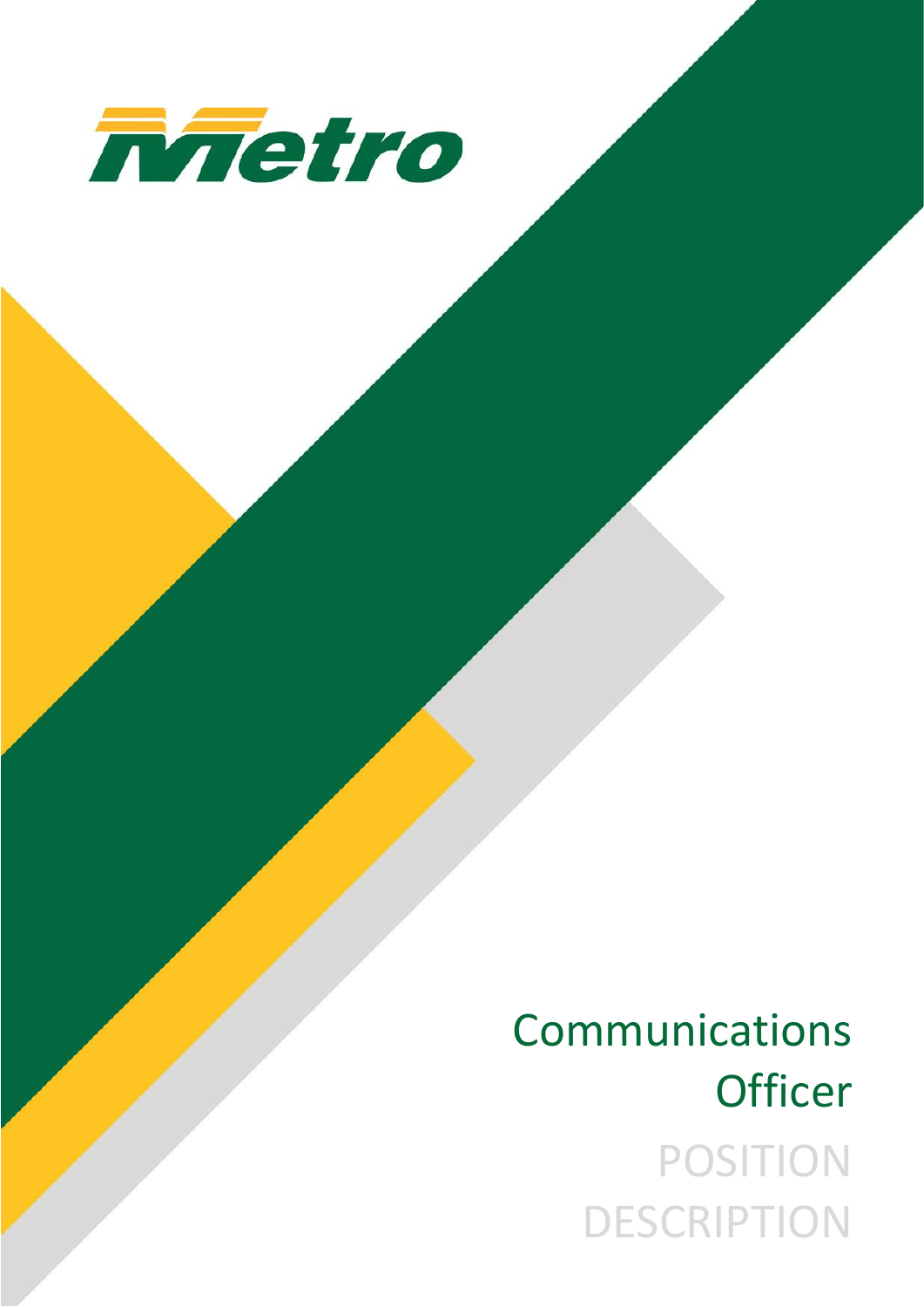# Communications Officer

## POSITION DESCRIPTION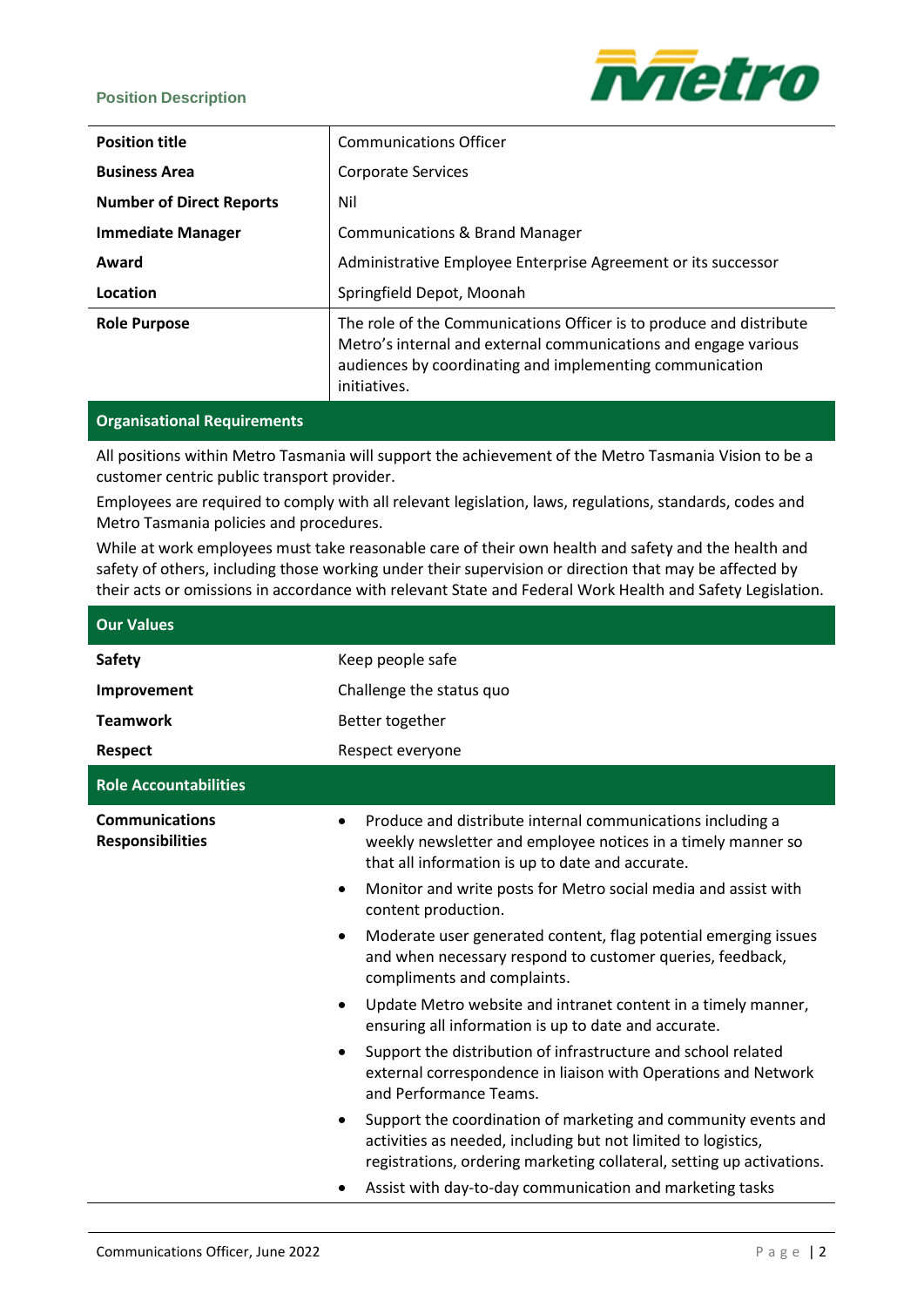Position Description

| | |
|---|---|
| **Position title** | Communications Officer |
| **Business Area** | Corporate Services |
| **Number of Direct Reports** | Nil |
| **Immediate Manager** | Communications & Brand Manager |
| **Award** | Administrative Employee Enterprise Agreement or its successor |
| **Location** | Springfield Depot, Moonah |
| **Role Purpose** | The role of the Communications Officer is to produce and distribute Metro's internal and external communications and engage various audiences by coordinating and implementing communication initiatives. |

## Organisational Requirements

All positions within Metro Tasmania will support the achievement of the Metro Tasmania Vision to be a customer centric public transport provider.

Employees are required to comply with all relevant legislation, laws, regulations, standards, codes and Metro Tasmania policies and procedures.

While at work employees must take reasonable care of their own health and safety and the health and safety of others, including those working under their supervision or direction that may be affected by their acts or omissions in accordance with relevant State and Federal Work Health and Safety Legislation.

## Our Values

| | |
|---|---|
| **Safety** | Keep people safe |
| **Improvement** | Challenge the status quo |
| **Teamwork** | Better together |
| **Respect** | Respect everyone |

## Role Accountabilities

**Communications Responsibilities**

- Produce and distribute internal communications including a weekly newsletter and employee notices in a timely manner so that all information is up to date and accurate.
- Monitor and write posts for Metro social media and assist with content production.
- Moderate user generated content, flag potential emerging issues and when necessary respond to customer queries, feedback, compliments and complaints.
- Update Metro website and intranet content in a timely manner, ensuring all information is up to date and accurate.
- Support the distribution of infrastructure and school related external correspondence in liaison with Operations and Network and Performance Teams.
- Support the coordination of marketing and community events and activities as needed, including but not limited to logistics, registrations, ordering marketing collateral, setting up activations.
- Assist with day-to-day communication and marketing tasks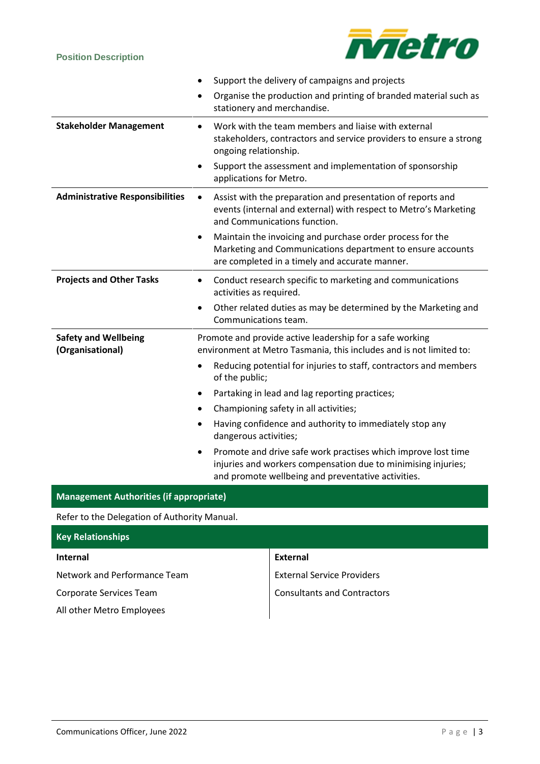| | |
|---|---|
| | • Support the delivery of campaigns and projects<br>• Organise the production and printing of branded material such as stationery and merchandise. |
| **Stakeholder Management** | • Work with the team members and liaise with external stakeholders, contractors and service providers to ensure a strong ongoing relationship.<br>• Support the assessment and implementation of sponsorship applications for Metro. |
| **Administrative Responsibilities** | • Assist with the preparation and presentation of reports and events (internal and external) with respect to Metro's Marketing and Communications function.<br>• Maintain the invoicing and purchase order process for the Marketing and Communications department to ensure accounts are completed in a timely and accurate manner. |
| **Projects and Other Tasks** | • Conduct research specific to marketing and communications activities as required.<br>• Other related duties as may be determined by the Marketing and Communications team. |
| **Safety and Wellbeing (Organisational)** | Promote and provide active leadership for a safe working environment at Metro Tasmania, this includes and is not limited to:<br>• Reducing potential for injuries to staff, contractors and members of the public;<br>• Partaking in lead and lag reporting practices;<br>• Championing safety in all activities;<br>• Having confidence and authority to immediately stop any dangerous activities;<br>• Promote and drive safe work practises which improve lost time injuries and workers compensation due to minimising injuries; and promote wellbeing and preventative activities. |

## Management Authorities (if appropriate)

Refer to the Delegation of Authority Manual.

## Key Relationships

| **Internal** | **External** |
|---|---|
| Network and Performance Team | External Service Providers |
| Corporate Services Team | Consultants and Contractors |
| All other Metro Employees | |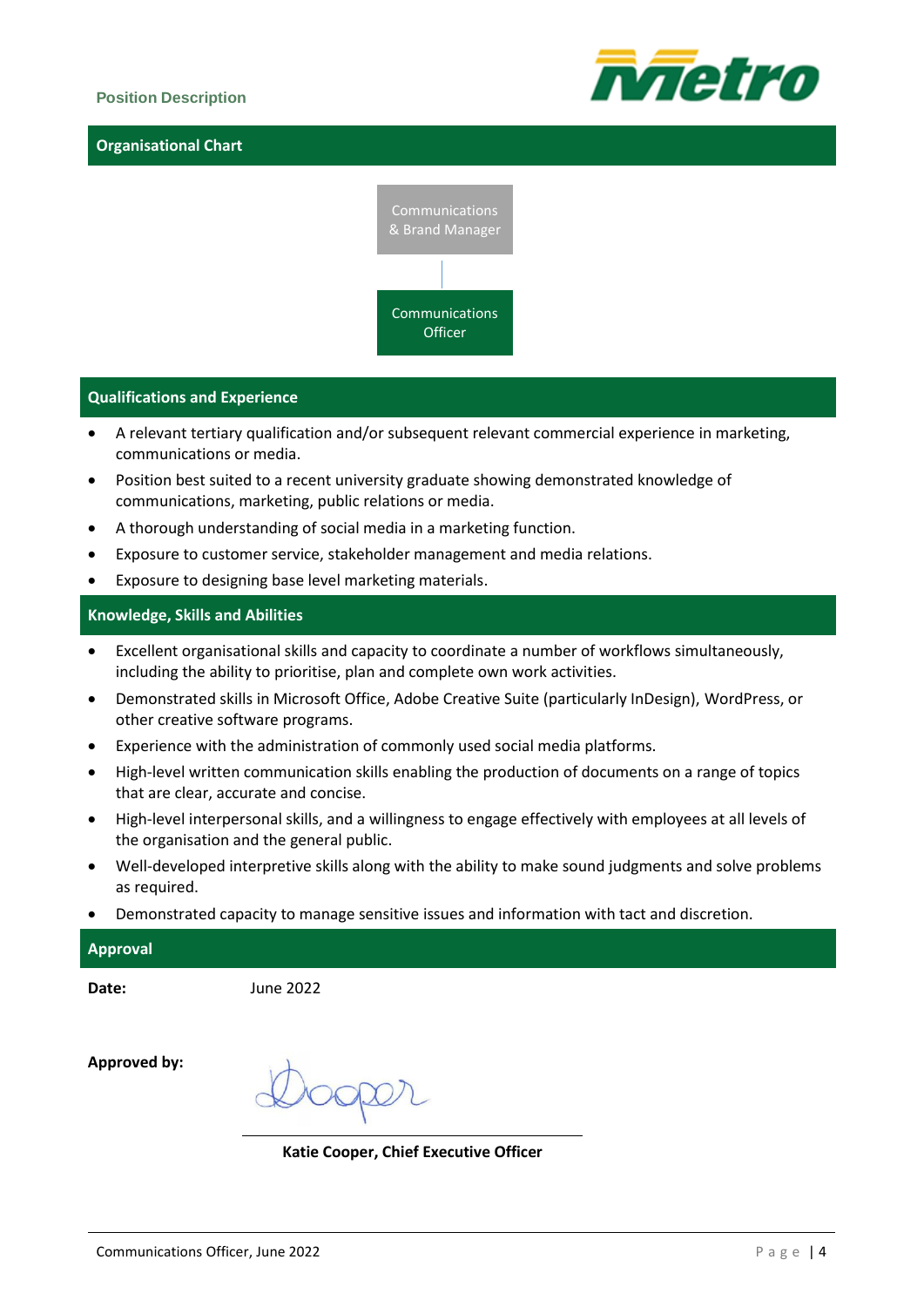Position Description

## Organisational Chart

Communications & Brand Manager

Communications Officer

## Qualifications and Experience

- A relevant tertiary qualification and/or subsequent relevant commercial experience in marketing, communications or media.
- Position best suited to a recent university graduate showing demonstrated knowledge of communications, marketing, public relations or media.
- A thorough understanding of social media in a marketing function.
- Exposure to customer service, stakeholder management and media relations.
- Exposure to designing base level marketing materials.

## Knowledge, Skills and Abilities

- Excellent organisational skills and capacity to coordinate a number of workflows simultaneously, including the ability to prioritise, plan and complete own work activities.
- Demonstrated skills in Microsoft Office, Adobe Creative Suite (particularly InDesign), WordPress, or other creative software programs.
- Experience with the administration of commonly used social media platforms.
- High-level written communication skills enabling the production of documents on a range of topics that are clear, accurate and concise.
- High-level interpersonal skills, and a willingness to engage effectively with employees at all levels of the organisation and the general public.
- Well-developed interpretive skills along with the ability to make sound judgments and solve problems as required.
- Demonstrated capacity to manage sensitive issues and information with tact and discretion.

## Approval

**Date:** June 2022

**Approved by:**

**Katie Cooper, Chief Executive Officer**